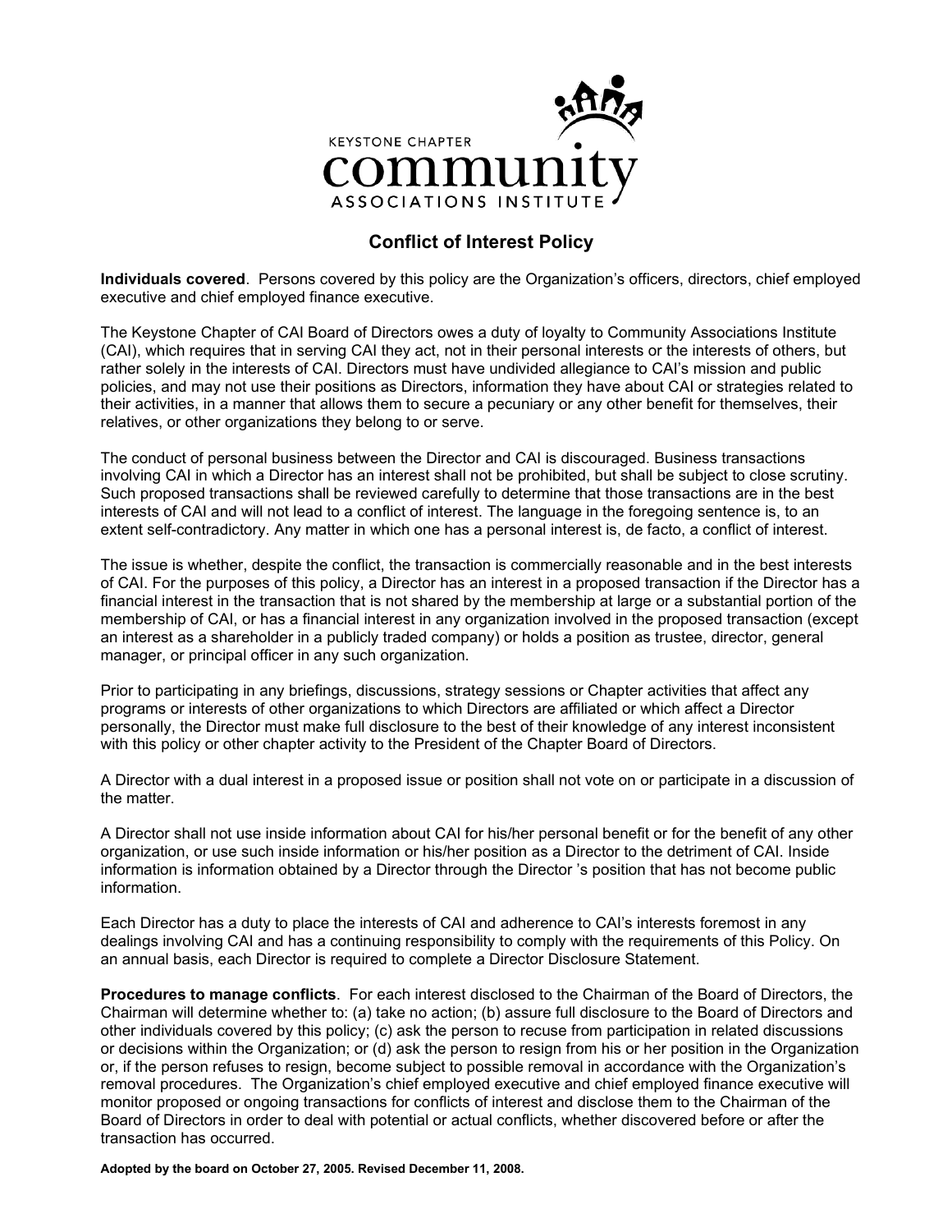KEYSTONE CHAPTER
community
ASSOCIATIONS INSTITUTE

# Conflict of Interest Policy

**Individuals covered**. Persons covered by this policy are the Organization's officers, directors, chief employed executive and chief employed finance executive.

The Keystone Chapter of CAI Board of Directors owes a duty of loyalty to Community Associations Institute (CAI), which requires that in serving CAI they act, not in their personal interests or the interests of others, but rather solely in the interests of CAI. Directors must have undivided allegiance to CAI's mission and public policies, and may not use their positions as Directors, information they have about CAI or strategies related to their activities, in a manner that allows them to secure a pecuniary or any other benefit for themselves, their relatives, or other organizations they belong to or serve.

The conduct of personal business between the Director and CAI is discouraged. Business transactions involving CAI in which a Director has an interest shall not be prohibited, but shall be subject to close scrutiny. Such proposed transactions shall be reviewed carefully to determine that those transactions are in the best interests of CAI and will not lead to a conflict of interest. The language in the foregoing sentence is, to an extent self-contradictory. Any matter in which one has a personal interest is, de facto, a conflict of interest.

The issue is whether, despite the conflict, the transaction is commercially reasonable and in the best interests of CAI. For the purposes of this policy, a Director has an interest in a proposed transaction if the Director has a financial interest in the transaction that is not shared by the membership at large or a substantial portion of the membership of CAI, or has a financial interest in any organization involved in the proposed transaction (except an interest as a shareholder in a publicly traded company) or holds a position as trustee, director, general manager, or principal officer in any such organization.

Prior to participating in any briefings, discussions, strategy sessions or Chapter activities that affect any programs or interests of other organizations to which Directors are affiliated or which affect a Director personally, the Director must make full disclosure to the best of their knowledge of any interest inconsistent with this policy or other chapter activity to the President of the Chapter Board of Directors.

A Director with a dual interest in a proposed issue or position shall not vote on or participate in a discussion of the matter.

A Director shall not use inside information about CAI for his/her personal benefit or for the benefit of any other organization, or use such inside information or his/her position as a Director to the detriment of CAI. Inside information is information obtained by a Director through the Director 's position that has not become public information.

Each Director has a duty to place the interests of CAI and adherence to CAI's interests foremost in any dealings involving CAI and has a continuing responsibility to comply with the requirements of this Policy. On an annual basis, each Director is required to complete a Director Disclosure Statement.

**Procedures to manage conflicts**. For each interest disclosed to the Chairman of the Board of Directors, the Chairman will determine whether to: (a) take no action; (b) assure full disclosure to the Board of Directors and other individuals covered by this policy; (c) ask the person to recuse from participation in related discussions or decisions within the Organization; or (d) ask the person to resign from his or her position in the Organization or, if the person refuses to resign, become subject to possible removal in accordance with the Organization's removal procedures. The Organization's chief employed executive and chief employed finance executive will monitor proposed or ongoing transactions for conflicts of interest and disclose them to the Chairman of the Board of Directors in order to deal with potential or actual conflicts, whether discovered before or after the transaction has occurred.

**Adopted by the board on October 27, 2005. Revised December 11, 2008.**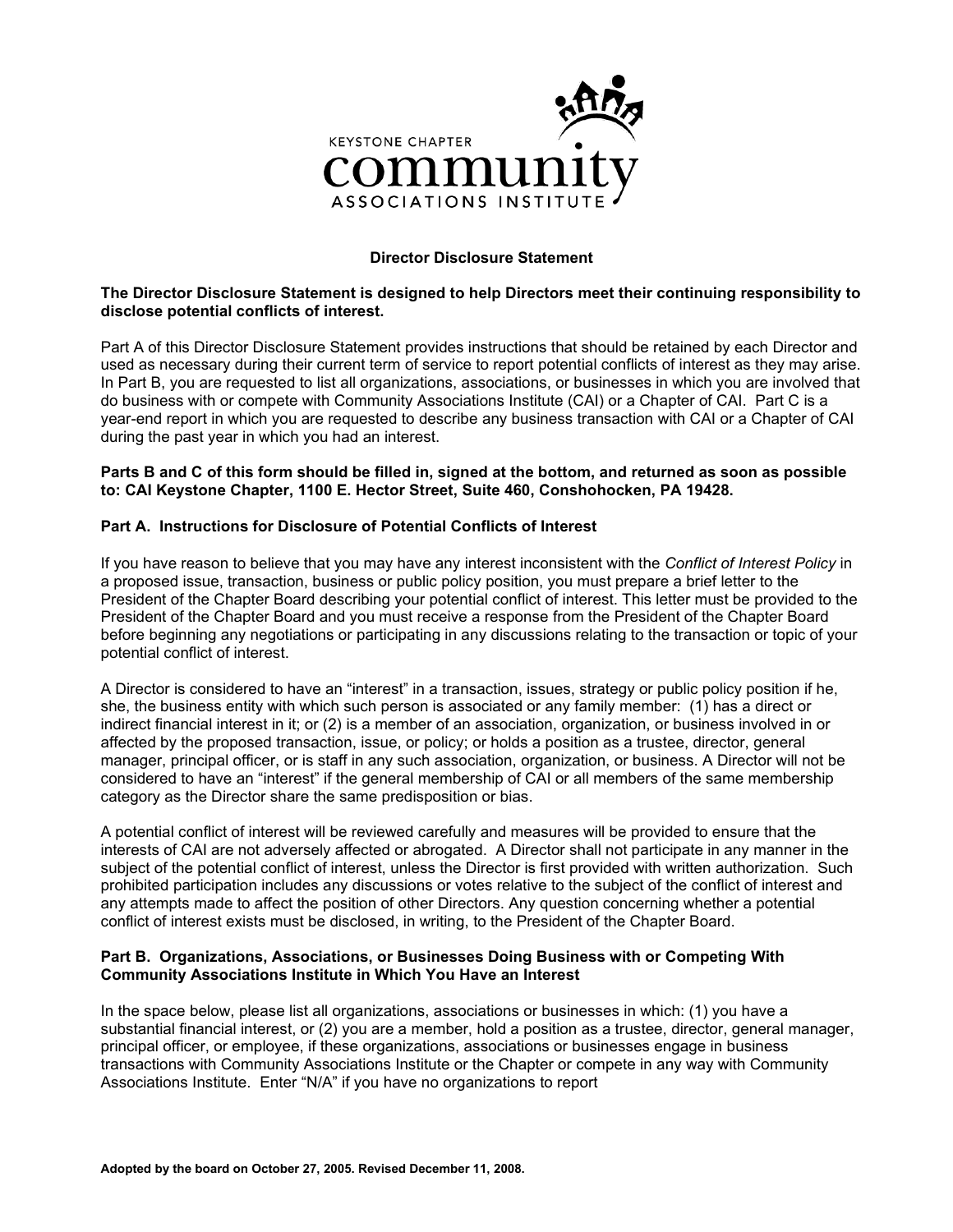KEYSTONE CHAPTER
community
ASSOCIATIONS INSTITUTE

**Director Disclosure Statement**

**The Director Disclosure Statement is designed to help Directors meet their continuing responsibility to disclose potential conflicts of interest.**

Part A of this Director Disclosure Statement provides instructions that should be retained by each Director and used as necessary during their current term of service to report potential conflicts of interest as they may arise. In Part B, you are requested to list all organizations, associations, or businesses in which you are involved that do business with or compete with Community Associations Institute (CAI) or a Chapter of CAI. Part C is a year-end report in which you are requested to describe any business transaction with CAI or a Chapter of CAI during the past year in which you had an interest.

**Parts B and C of this form should be filled in, signed at the bottom, and returned as soon as possible to: CAI Keystone Chapter, 1100 E. Hector Street, Suite 460, Conshohocken, PA 19428.**

### Part A. Instructions for Disclosure of Potential Conflicts of Interest

If you have reason to believe that you may have any interest inconsistent with the *Conflict of Interest Policy* in a proposed issue, transaction, business or public policy position, you must prepare a brief letter to the President of the Chapter Board describing your potential conflict of interest. This letter must be provided to the President of the Chapter Board and you must receive a response from the President of the Chapter Board before beginning any negotiations or participating in any discussions relating to the transaction or topic of your potential conflict of interest.

A Director is considered to have an "interest" in a transaction, issues, strategy or public policy position if he, she, the business entity with which such person is associated or any family member: (1) has a direct or indirect financial interest in it; or (2) is a member of an association, organization, or business involved in or affected by the proposed transaction, issue, or policy; or holds a position as a trustee, director, general manager, principal officer, or is staff in any such association, organization, or business. A Director will not be considered to have an "interest" if the general membership of CAI or all members of the same membership category as the Director share the same predisposition or bias.

A potential conflict of interest will be reviewed carefully and measures will be provided to ensure that the interests of CAI are not adversely affected or abrogated. A Director shall not participate in any manner in the subject of the potential conflict of interest, unless the Director is first provided with written authorization. Such prohibited participation includes any discussions or votes relative to the subject of the conflict of interest and any attempts made to affect the position of other Directors. Any question concerning whether a potential conflict of interest exists must be disclosed, in writing, to the President of the Chapter Board.

### Part B. Organizations, Associations, or Businesses Doing Business with or Competing With Community Associations Institute in Which You Have an Interest

In the space below, please list all organizations, associations or businesses in which: (1) you have a substantial financial interest, or (2) you are a member, hold a position as a trustee, director, general manager, principal officer, or employee, if these organizations, associations or businesses engage in business transactions with Community Associations Institute or the Chapter or compete in any way with Community Associations Institute. Enter "N/A" if you have no organizations to report

**Adopted by the board on October 27, 2005. Revised December 11, 2008.**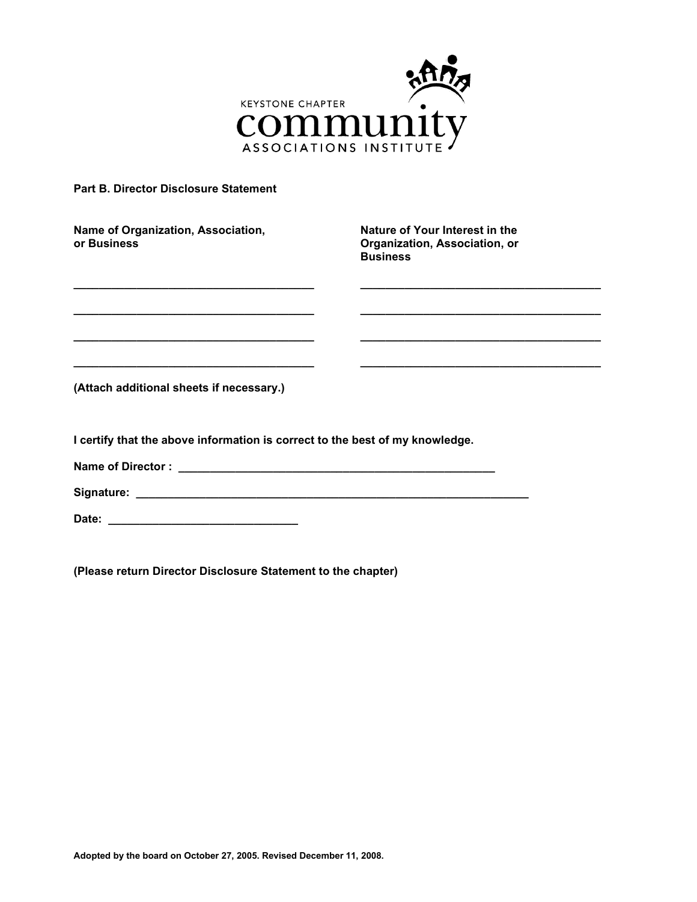KEYSTONE CHAPTER
community
ASSOCIATIONS INSTITUTE

**Part B. Director Disclosure Statement**

| Name of Organization, Association, or Business | Nature of Your Interest in the Organization, Association, or Business |
|---|---|
| ______________________________________ | ______________________________________ |
| ______________________________________ | ______________________________________ |
| ______________________________________ | ______________________________________ |
| ______________________________________ | ______________________________________ |

**(Attach additional sheets if necessary.)**

**I certify that the above information is correct to the best of my knowledge.**

**Name of Director :** ______________________________________________________

**Signature:** ______________________________________________________________

**Date:** ______________________________

**(Please return Director Disclosure Statement to the chapter)**

**Adopted by the board on October 27, 2005. Revised December 11, 2008.**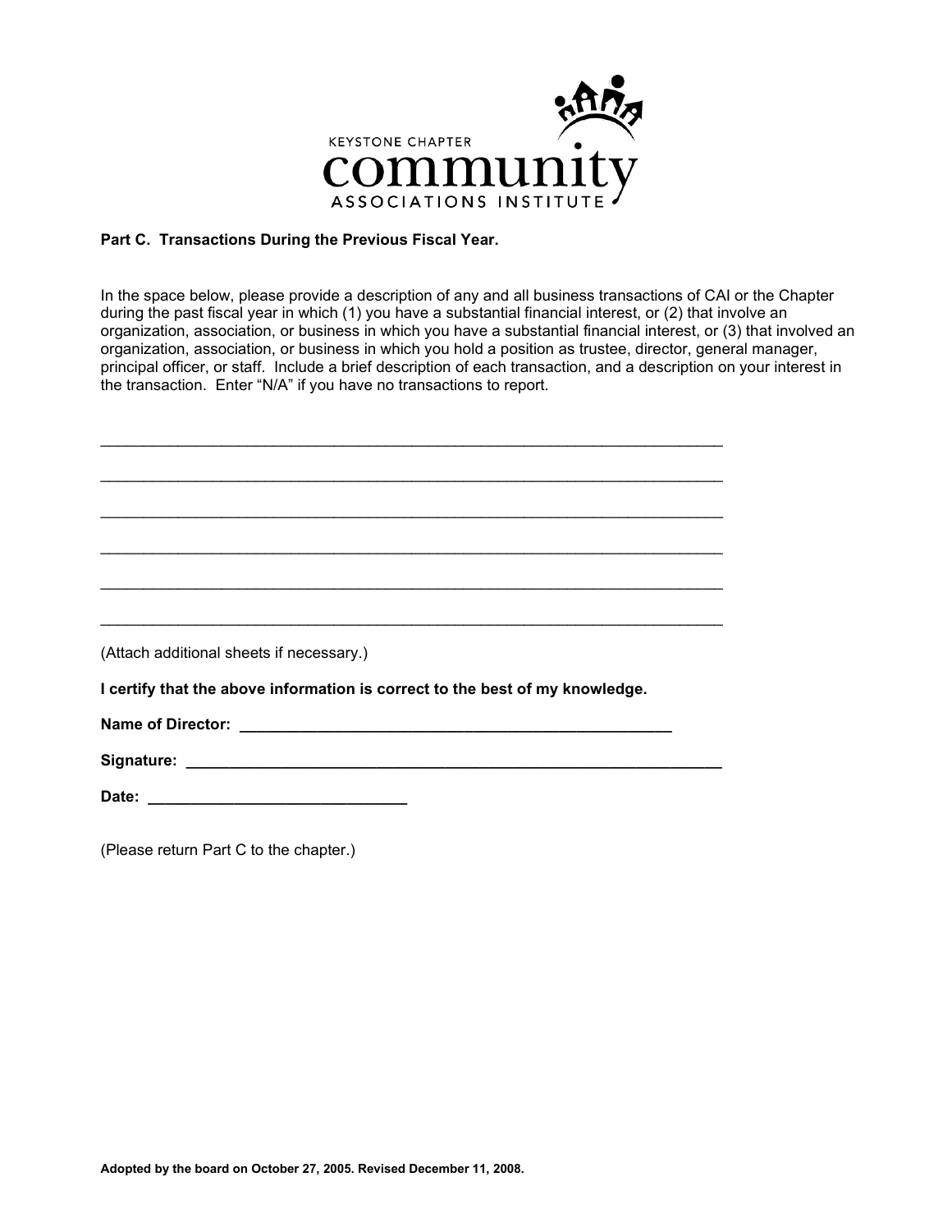KEYSTONE CHAPTER
community
ASSOCIATIONS INSTITUTE

**Part C. Transactions During the Previous Fiscal Year.**

In the space below, please provide a description of any and all business transactions of CAI or the Chapter during the past fiscal year in which (1) you have a substantial financial interest, or (2) that involve an organization, association, or business in which you have a substantial financial interest, or (3) that involved an organization, association, or business in which you hold a position as trustee, director, general manager, principal officer, or staff. Include a brief description of each transaction, and a description on your interest in the transaction. Enter "N/A" if you have no transactions to report.

\_\_\_\_\_\_\_\_\_\_\_\_\_\_\_\_\_\_\_\_\_\_\_\_\_\_\_\_\_\_\_\_\_\_\_\_\_\_\_\_\_\_\_\_\_\_\_\_\_\_\_\_\_\_\_\_\_\_\_\_\_\_\_\_\_\_\_\_\_\_

\_\_\_\_\_\_\_\_\_\_\_\_\_\_\_\_\_\_\_\_\_\_\_\_\_\_\_\_\_\_\_\_\_\_\_\_\_\_\_\_\_\_\_\_\_\_\_\_\_\_\_\_\_\_\_\_\_\_\_\_\_\_\_\_\_\_\_\_\_\_

\_\_\_\_\_\_\_\_\_\_\_\_\_\_\_\_\_\_\_\_\_\_\_\_\_\_\_\_\_\_\_\_\_\_\_\_\_\_\_\_\_\_\_\_\_\_\_\_\_\_\_\_\_\_\_\_\_\_\_\_\_\_\_\_\_\_\_\_\_\_

\_\_\_\_\_\_\_\_\_\_\_\_\_\_\_\_\_\_\_\_\_\_\_\_\_\_\_\_\_\_\_\_\_\_\_\_\_\_\_\_\_\_\_\_\_\_\_\_\_\_\_\_\_\_\_\_\_\_\_\_\_\_\_\_\_\_\_\_\_\_

\_\_\_\_\_\_\_\_\_\_\_\_\_\_\_\_\_\_\_\_\_\_\_\_\_\_\_\_\_\_\_\_\_\_\_\_\_\_\_\_\_\_\_\_\_\_\_\_\_\_\_\_\_\_\_\_\_\_\_\_\_\_\_\_\_\_\_\_\_\_

\_\_\_\_\_\_\_\_\_\_\_\_\_\_\_\_\_\_\_\_\_\_\_\_\_\_\_\_\_\_\_\_\_\_\_\_\_\_\_\_\_\_\_\_\_\_\_\_\_\_\_\_\_\_\_\_\_\_\_\_\_\_\_\_\_\_\_\_\_\_

(Attach additional sheets if necessary.)

**I certify that the above information is correct to the best of my knowledge.**

**Name of Director:** \_\_\_\_\_\_\_\_\_\_\_\_\_\_\_\_\_\_\_\_\_\_\_\_\_\_\_\_\_\_\_\_\_\_\_\_\_\_\_\_\_\_\_\_\_\_\_\_

**Signature:** \_\_\_\_\_\_\_\_\_\_\_\_\_\_\_\_\_\_\_\_\_\_\_\_\_\_\_\_\_\_\_\_\_\_\_\_\_\_\_\_\_\_\_\_\_\_\_\_\_\_\_\_\_\_\_\_\_\_\_\_

**Date:** \_\_\_\_\_\_\_\_\_\_\_\_\_\_\_\_\_\_\_\_\_\_\_\_\_\_\_\_\_\_

(Please return Part C to the chapter.)

**Adopted by the board on October 27, 2005. Revised December 11, 2008.**